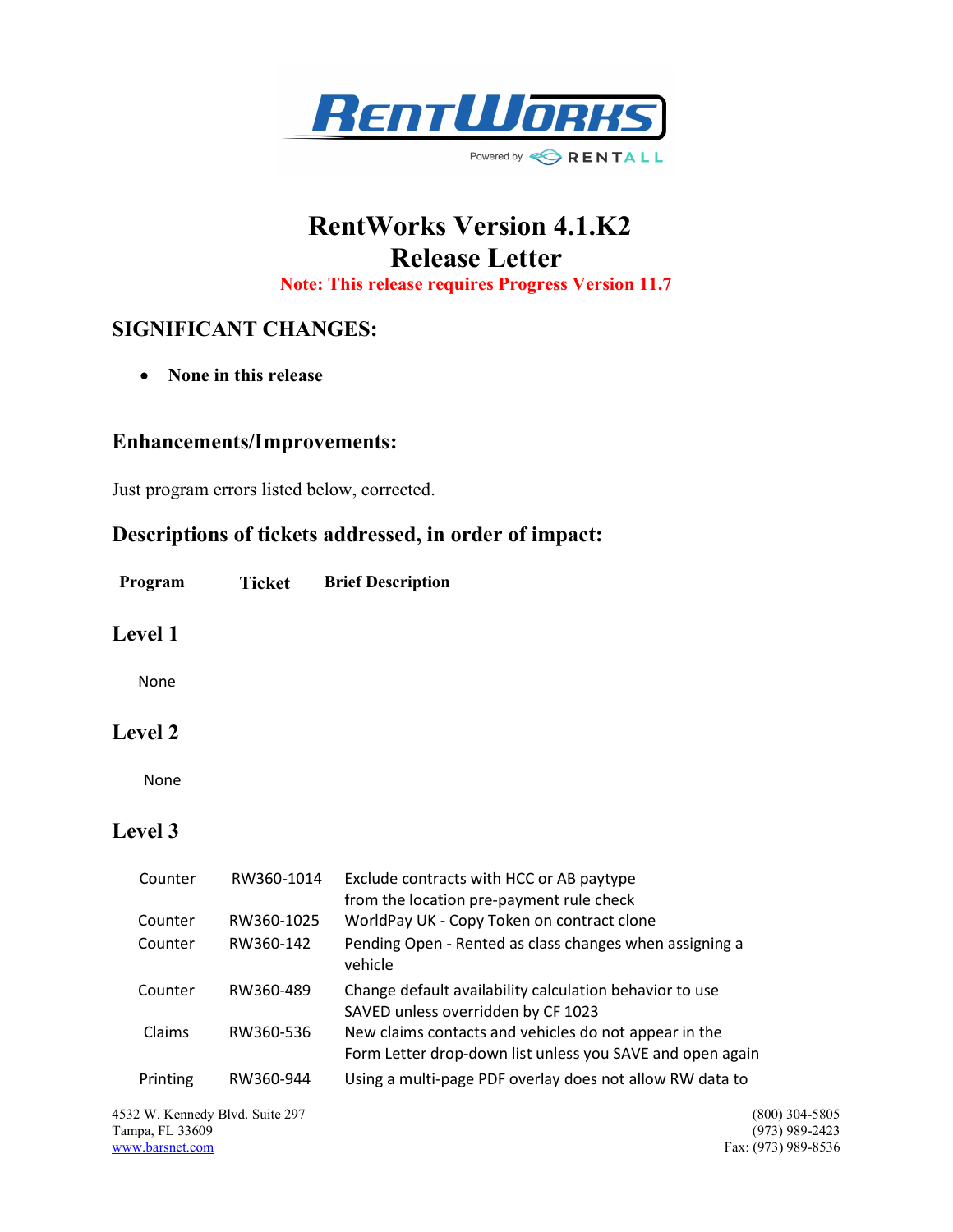# RentWorks Version 4.1.K2
# Release Letter

**Note: This release requires Progress Version 11.7**

## SIGNIFICANT CHANGES:

- **None in this release**

## Enhancements/Improvements:

Just program errors listed below, corrected.

## Descriptions of tickets addressed, in order of impact:

| Program | Ticket | Brief Description |
|---|---|---|

## Level 1

None

## Level 2

None

## Level 3

| Program | Ticket | Brief Description |
|---|---|---|
| Counter | RW360-1014 | Exclude contracts with HCC or AB paytype from the location pre-payment rule check |
| Counter | RW360-1025 | WorldPay UK - Copy Token on contract clone |
| Counter | RW360-142 | Pending Open - Rented as class changes when assigning a vehicle |
| Counter | RW360-489 | Change default availability calculation behavior to use SAVED unless overridden by CF 1023 |
| Claims | RW360-536 | New claims contacts and vehicles do not appear in the Form Letter drop-down list unless you SAVE and open again |
| Printing | RW360-944 | Using a multi-page PDF overlay does not allow RW data to |

4532 W. Kennedy Blvd. Suite 297
Tampa, FL 33609
www.barsnet.com

(800) 304-5805
(973) 989-2423
Fax: (973) 989-8536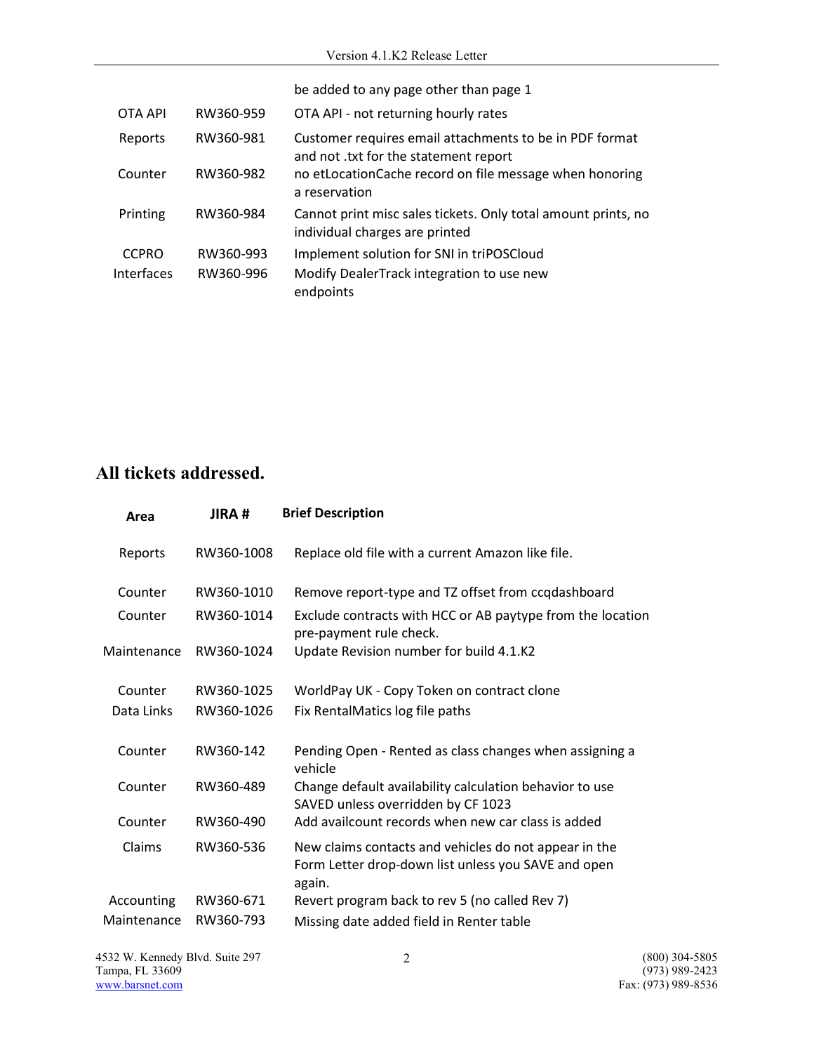| | | |
|---|---|---|
| | | be added to any page other than page 1 |
| OTA API | RW360-959 | OTA API - not returning hourly rates |
| Reports | RW360-981 | Customer requires email attachments to be in PDF format and not .txt for the statement report |
| Counter | RW360-982 | no etLocationCache record on file message when honoring a reservation |
| Printing | RW360-984 | Cannot print misc sales tickets. Only total amount prints, no individual charges are printed |
| CCPRO | RW360-993 | Implement solution for SNI in triPOSCloud |
| Interfaces | RW360-996 | Modify DealerTrack integration to use new endpoints |

## All tickets addressed.

| Area | JIRA # | Brief Description |
|---|---|---|
| Reports | RW360-1008 | Replace old file with a current Amazon like file. |
| Counter | RW360-1010 | Remove report-type and TZ offset from ccqdashboard |
| Counter | RW360-1014 | Exclude contracts with HCC or AB paytype from the location pre-payment rule check. |
| Maintenance | RW360-1024 | Update Revision number for build 4.1.K2 |
| Counter | RW360-1025 | WorldPay UK - Copy Token on contract clone |
| Data Links | RW360-1026 | Fix RentalMatics log file paths |
| Counter | RW360-142 | Pending Open - Rented as class changes when assigning a vehicle |
| Counter | RW360-489 | Change default availability calculation behavior to use SAVED unless overridden by CF 1023 |
| Counter | RW360-490 | Add availcount records when new car class is added |
| Claims | RW360-536 | New claims contacts and vehicles do not appear in the Form Letter drop-down list unless you SAVE and open again. |
| Accounting | RW360-671 | Revert program back to rev 5 (no called Rev 7) |
| Maintenance | RW360-793 | Missing date added field in Renter table |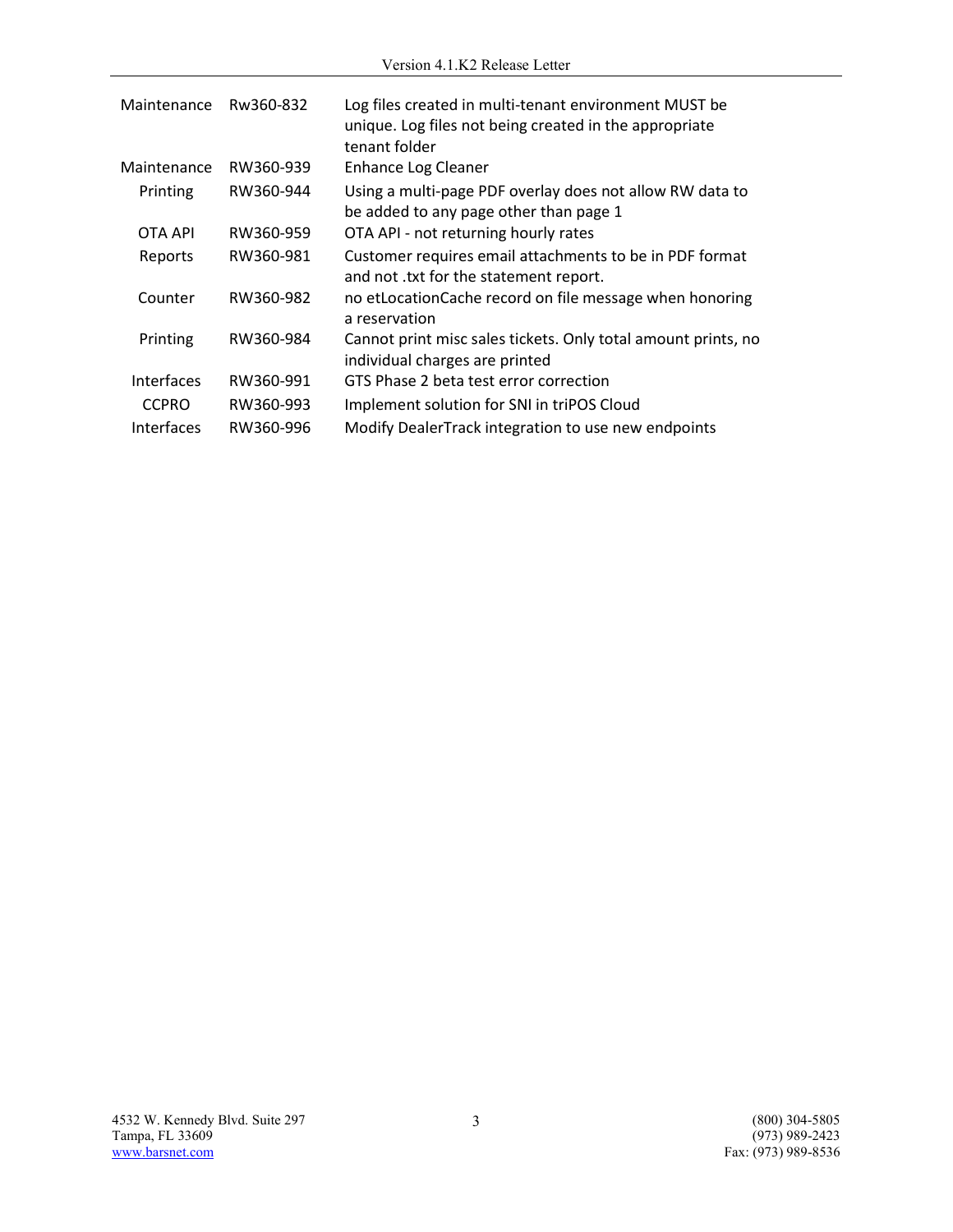| | | |
|---|---|---|
| Maintenance | Rw360-832 | Log files created in multi-tenant environment MUST be unique. Log files not being created in the appropriate tenant folder |
| Maintenance | RW360-939 | Enhance Log Cleaner |
| Printing | RW360-944 | Using a multi-page PDF overlay does not allow RW data to be added to any page other than page 1 |
| OTA API | RW360-959 | OTA API - not returning hourly rates |
| Reports | RW360-981 | Customer requires email attachments to be in PDF format and not .txt for the statement report. |
| Counter | RW360-982 | no etLocationCache record on file message when honoring a reservation |
| Printing | RW360-984 | Cannot print misc sales tickets. Only total amount prints, no individual charges are printed |
| Interfaces | RW360-991 | GTS Phase 2 beta test error correction |
| CCPRO | RW360-993 | Implement solution for SNI in triPOS Cloud |
| Interfaces | RW360-996 | Modify DealerTrack integration to use new endpoints |